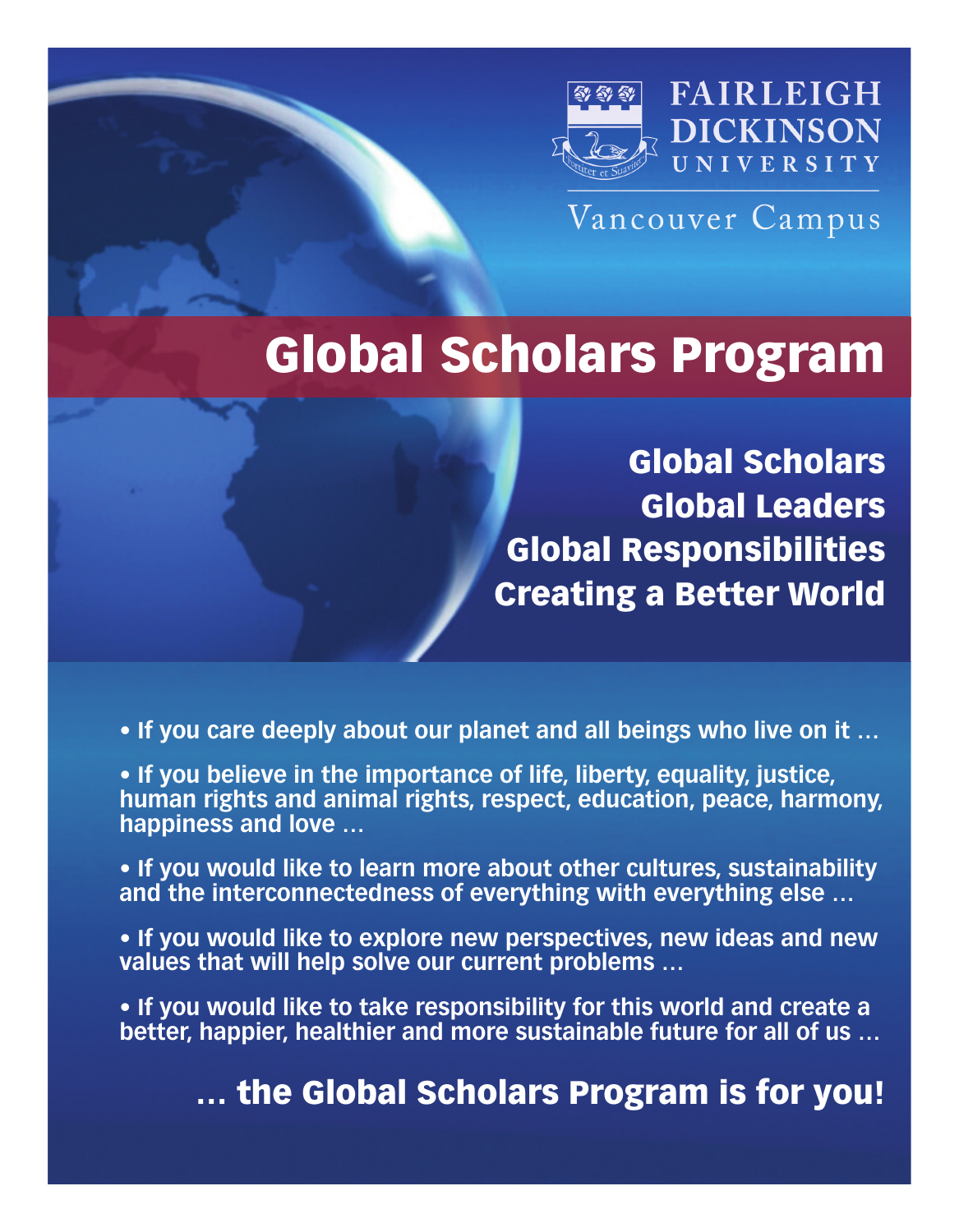FAIRLEIGH DICKINSON UNIVERSITY

Vancouver Campus

# Global Scholars Program

## Global Scholars
## Global Leaders
## Global Responsibilities
## Creating a Better World

- **If you care deeply about our planet and all beings who live on it …**
- **If you believe in the importance of life, liberty, equality, justice, human rights and animal rights, respect, education, peace, harmony, happiness and love …**
- **If you would like to learn more about other cultures, sustainability and the interconnectedness of everything with everything else …**
- **If you would like to explore new perspectives, new ideas and new values that will help solve our current problems …**
- **If you would like to take responsibility for this world and create a better, happier, healthier and more sustainable future for all of us …**

**… the Global Scholars Program is for you!**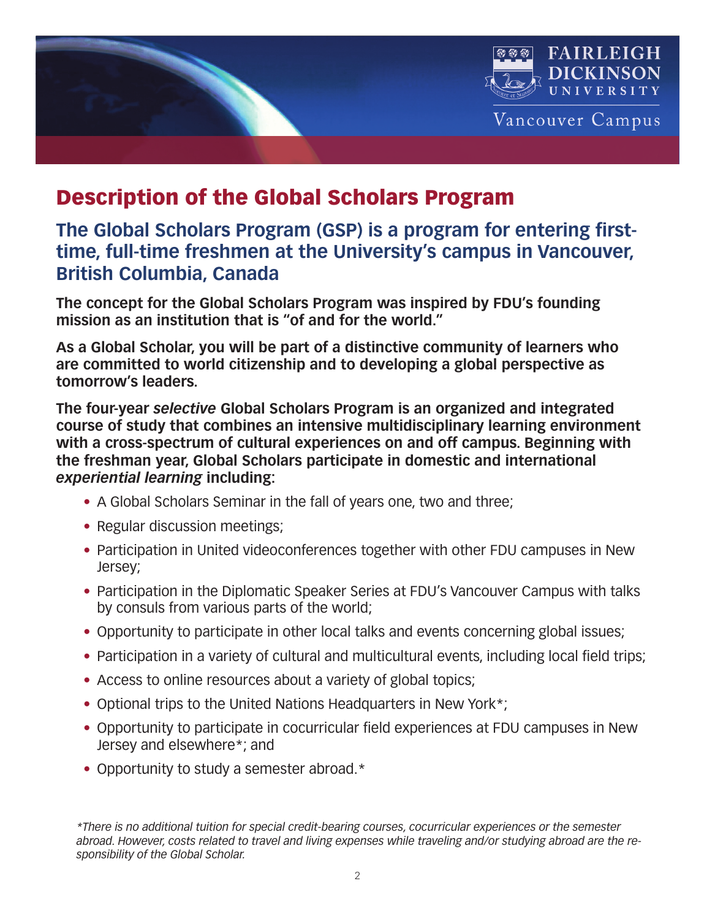# Description of the Global Scholars Program

## The Global Scholars Program (GSP) is a program for entering first-time, full-time freshmen at the University's campus in Vancouver, British Columbia, Canada

**The concept for the Global Scholars Program was inspired by FDU's founding mission as an institution that is "of and for the world."**

**As a Global Scholar, you will be part of a distinctive community of learners who are committed to world citizenship and to developing a global perspective as tomorrow's leaders.**

**The four-year *selective* Global Scholars Program is an organized and integrated course of study that combines an intensive multidisciplinary learning environment with a cross-spectrum of cultural experiences on and off campus. Beginning with the freshman year, Global Scholars participate in domestic and international *experiential learning* including:**

- A Global Scholars Seminar in the fall of years one, two and three;
- Regular discussion meetings;
- Participation in United videoconferences together with other FDU campuses in New Jersey;
- Participation in the Diplomatic Speaker Series at FDU's Vancouver Campus with talks by consuls from various parts of the world;
- Opportunity to participate in other local talks and events concerning global issues;
- Participation in a variety of cultural and multicultural events, including local field trips;
- Access to online resources about a variety of global topics;
- Optional trips to the United Nations Headquarters in New York*;
- Opportunity to participate in cocurricular field experiences at FDU campuses in New Jersey and elsewhere*; and
- Opportunity to study a semester abroad.*

*\*There is no additional tuition for special credit-bearing courses, cocurricular experiences or the semester abroad. However, costs related to travel and living expenses while traveling and/or studying abroad are the responsibility of the Global Scholar.*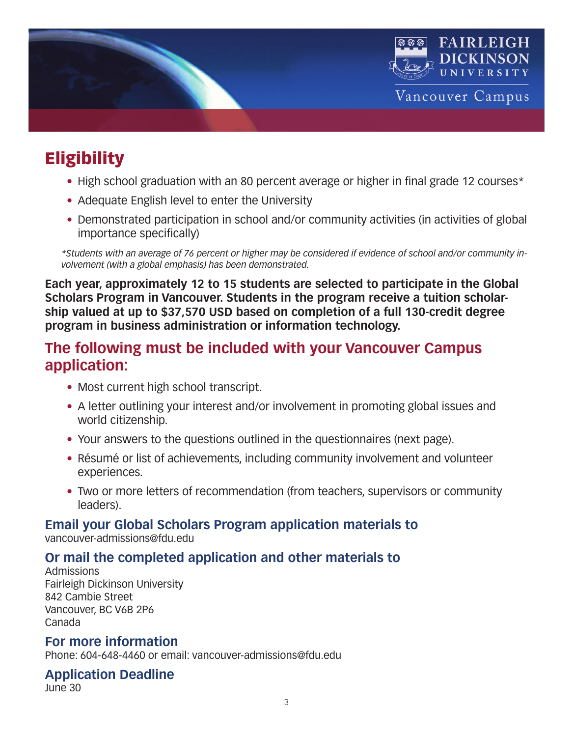## Eligibility

- High school graduation with an 80 percent average or higher in final grade 12 courses*
- Adequate English level to enter the University
- Demonstrated participation in school and/or community activities (in activities of global importance specifically)

*\*Students with an average of 76 percent or higher may be considered if evidence of school and/or community involvement (with a global emphasis) has been demonstrated.*

**Each year, approximately 12 to 15 students are selected to participate in the Global Scholars Program in Vancouver. Students in the program receive a tuition scholarship valued at up to $37,570 USD based on completion of a full 130-credit degree program in business administration or information technology.**

## The following must be included with your Vancouver Campus application:

- Most current high school transcript.
- A letter outlining your interest and/or involvement in promoting global issues and world citizenship.
- Your answers to the questions outlined in the questionnaires (next page).
- Résumé or list of achievements, including community involvement and volunteer experiences.
- Two or more letters of recommendation (from teachers, supervisors or community leaders).

### Email your Global Scholars Program application materials to

vancouver-admissions@fdu.edu

### Or mail the completed application and other materials to

Admissions
Fairleigh Dickinson University
842 Cambie Street
Vancouver, BC V6B 2P6
Canada

### For more information

Phone: 604-648-4460 or email: vancouver-admissions@fdu.edu

### Application Deadline

June 30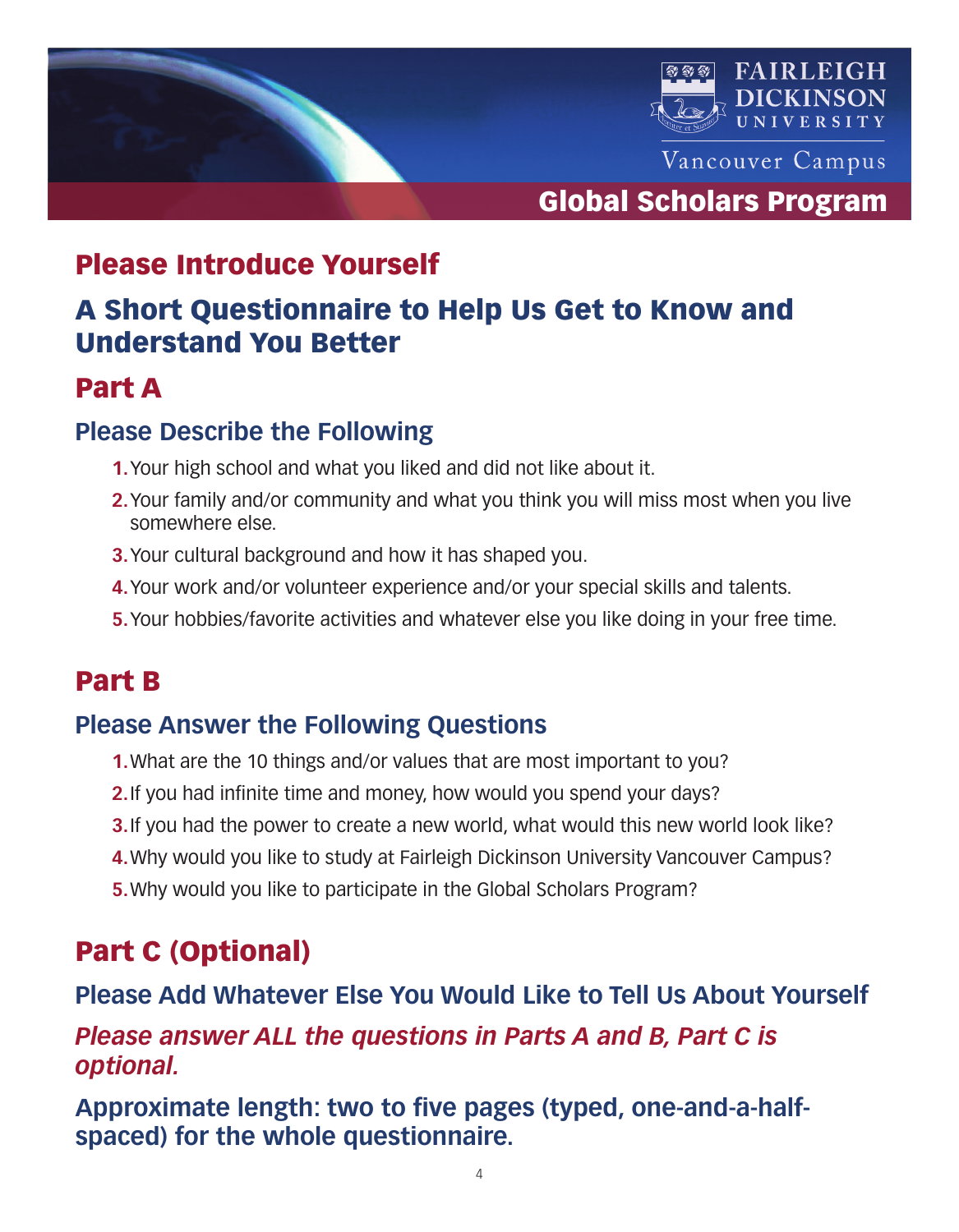Fairleigh Dickinson University
Vancouver Campus

**Global Scholars Program**

# Please Introduce Yourself

## A Short Questionnaire to Help Us Get to Know and Understand You Better

## Part A

### Please Describe the Following

1. Your high school and what you liked and did not like about it.
2. Your family and/or community and what you think you will miss most when you live somewhere else.
3. Your cultural background and how it has shaped you.
4. Your work and/or volunteer experience and/or your special skills and talents.
5. Your hobbies/favorite activities and whatever else you like doing in your free time.

## Part B

### Please Answer the Following Questions

1. What are the 10 things and/or values that are most important to you?
2. If you had infinite time and money, how would you spend your days?
3. If you had the power to create a new world, what would this new world look like?
4. Why would you like to study at Fairleigh Dickinson University Vancouver Campus?
5. Why would you like to participate in the Global Scholars Program?

## Part C (Optional)

### Please Add Whatever Else You Would Like to Tell Us About Yourself

***Please answer ALL the questions in Parts A and B, Part C is optional.***

**Approximate length: two to five pages (typed, one-and-a-half-spaced) for the whole questionnaire.**